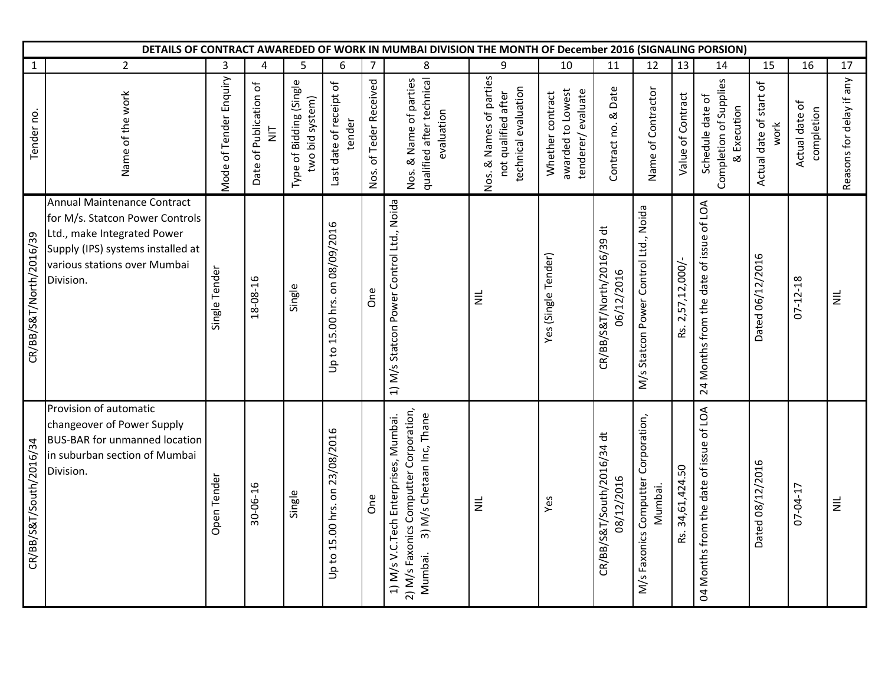**DETAILS OF CONTRACT AWAREDED OF WORK IN MUMBAI DIVISION THE MONTH OF December 2016 (SIGNALING PORSION)**

| 1 | 2 | 3 | 4 | 5 | 6 | 7 | 8 | 9 | 10 | 11 | 12 | 13 | 14 | 15 | 16 | 17 |
|---|---|---|---|---|---|---|---|---|---|---|---|---|---|---|---|---|
| Tender no. | Name of the work | Mode of Tender Enquiry | Date of Publication of NIT | Type of Bidding (Single two bid system) | Last date of receipt of tender | Nos. of Teder Received | Nos. & Name of parties qualified after technical evaluation | Nos. & Names of parties not qualified after technical evaluation | Whether contract awarded to Lowest tenderer/ evaluate | Contract no. & Date | Name of Contractor | Value of Contract | Schedule date of Completion of Supplies & Execution | Actual date of start of work | Actual date of completion | Reasons for delay if any |
| CR/BB/S&T/North/2016/39 | Annual Maintenance Contract for M/s. Statcon Power Controls Ltd., make Integrated Power Supply (IPS) systems installed at various stations over Mumbai Division. | Single Tender | 18-08-16 | Single | Up to 15.00 hrs. on 08/09/2016 | One | 1) M/s Statcon Power Control Ltd., Noida | NIL | Yes (Single Tender) | CR/BB/S&T/North/2016/39 dt 06/12/2016 | M/s Statcon Power Control Ltd., Noida | Rs. 2,57,12,000/- | 24 Months from the date of issue of LOA | Dated 06/12/2016 | 07-12-18 | NIL |
| CR/BB/S&T/South/2016/34 | Provision of automatic changeover of Power Supply BUS-BAR for unmanned location in suburban section of Mumbai Division. | Open Tender | 30-06-16 | Single | Up to 15.00 hrs. on 23/08/2016 | One | 1) M/s V.C.Tech Enterprises, Mumbai. 2) M/s Faxonics Computter Corporation, Mumbai. 3) M/s Chetaan Inc, Thane | NIL | Yes | CR/BB/S&T/South/2016/34 dt 08/12/2016 | M/s Faxonics Computter Corporation, Mumbai. | Rs. 34,61,424.50 | 04 Months from the date of issue of LOA | Dated 08/12/2016 | 07-04-17 | NIL |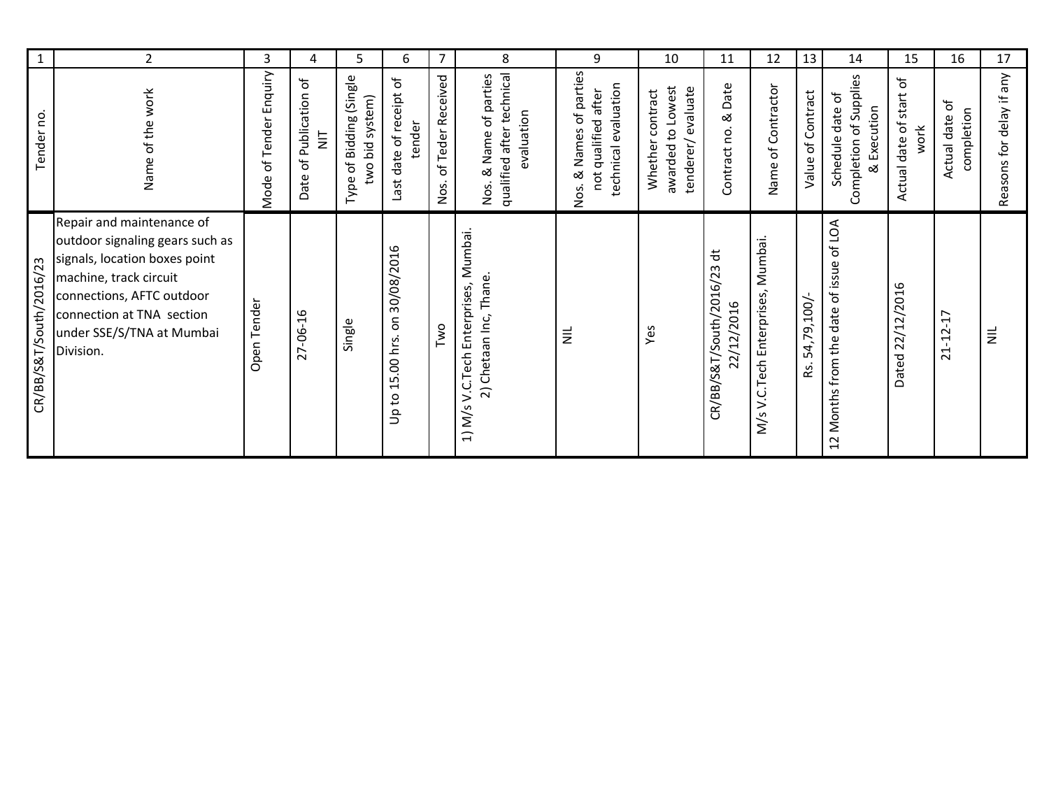| 1 | 2 | 3 | 4 | 5 | 6 | 7 | 8 | 9 | 10 | 11 | 12 | 13 | 14 | 15 | 16 | 17 |
|---|---|---|---|---|---|---|---|---|---|---|---|---|---|---|---|---|
| Tender no. | Name of the work | Mode of Tender Enquiry | Date of Publication of NIT | Type of Bidding (Single two bid system) | Last date of receipt of tender | Nos. of Teder Received | Nos. & Name of parties qualified after technical evaluation | Nos. & Names of parties not qualified after technical evaluation | Whether contract awarded to Lowest tenderer/ evaluate | Contract no. & Date | Name of Contractor | Value of Contract | Schedule date of Completion of Supplies & Execution | Actual date of start of work | Actual date of completion | Reasons for delay if any |
| CR/BB/S&T/South/2016/23 | Repair and maintenance of outdoor signaling gears such as signals, location boxes point machine, track circuit connections, AFTC outdoor connection at TNA section under SSE/S/TNA at Mumbai Division. | Open Tender | 27-06-16 | Single | Up to 15.00 hrs. on 30/08/2016 | Two | 1) M/s V.C.Tech Enterprises, Mumbai. 2) Chetaan Inc, Thane. | NIL | Yes | CR/BB/S&T/South/2016/23 dt 22/12/2016 | M/s V.C.Tech Enterprises, Mumbai. | Rs. 54,79,100/- | 12 Months from the date of issue of LOA | Dated 22/12/2016 | 21-12-17 | NIL |